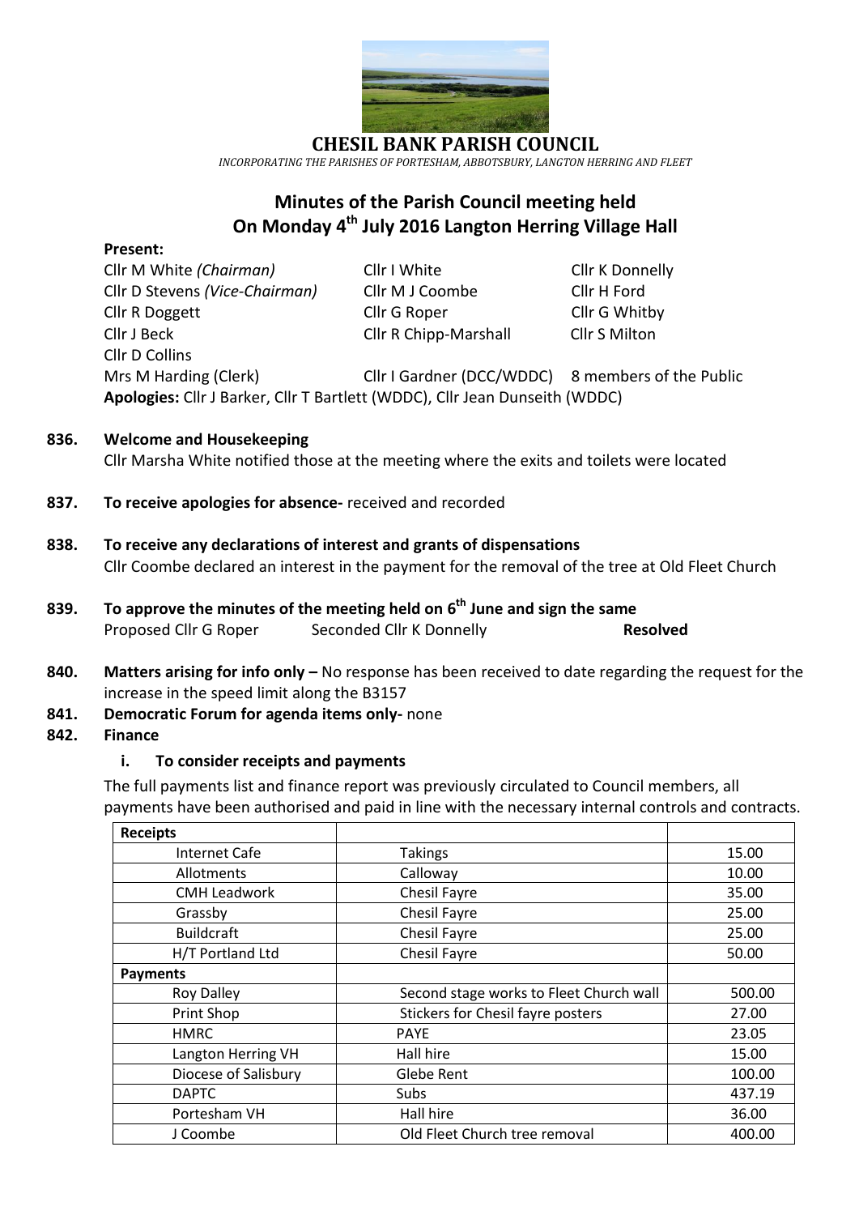# CHESIL BANK PARISH COUNCIL

*INCORPORATING THE PARISHES OF PORTESHAM, ABBOTSBURY, LANGTON HERRING AND FLEET*

## Minutes of the Parish Council meeting held On Monday 4th July 2016 Langton Herring Village Hall

**Present:**

Cllr M White *(Chairman)*
Cllr D Stevens *(Vice-Chairman)*
Cllr R Doggett
Cllr J Beck
Cllr D Collins
Cllr I White
Cllr M J Coombe
Cllr G Roper
Cllr R Chipp-Marshall
Cllr K Donnelly
Cllr H Ford
Cllr G Whitby
Cllr S Milton
Mrs M Harding (Clerk)
Cllr I Gardner (DCC/WDDC)
8 members of the Public

**Apologies:** Cllr J Barker, Cllr T Bartlett (WDDC), Cllr Jean Dunseith (WDDC)

**836. Welcome and Housekeeping**

Cllr Marsha White notified those at the meeting where the exits and toilets were located

**837. To receive apologies for absence-** received and recorded

**838. To receive any declarations of interest and grants of dispensations**

Cllr Coombe declared an interest in the payment for the removal of the tree at Old Fleet Church

**839. To approve the minutes of the meeting held on 6th June and sign the same**

Proposed Cllr G Roper Seconded Cllr K Donnelly **Resolved**

**840. Matters arising for info only –** No response has been received to date regarding the request for the increase in the speed limit along the B3157

**841. Democratic Forum for agenda items only-** none

**842. Finance**

**i. To consider receipts and payments**

The full payments list and finance report was previously circulated to Council members, all payments have been authorised and paid in line with the necessary internal controls and contracts.

| **Receipts** | | |
|---|---|---|
| Internet Cafe | Takings | 15.00 |
| Allotments | Calloway | 10.00 |
| CMH Leadwork | Chesil Fayre | 35.00 |
| Grassby | Chesil Fayre | 25.00 |
| Buildcraft | Chesil Fayre | 25.00 |
| H/T Portland Ltd | Chesil Fayre | 50.00 |
| **Payments** | | |
| Roy Dalley | Second stage works to Fleet Church wall | 500.00 |
| Print Shop | Stickers for Chesil fayre posters | 27.00 |
| HMRC | PAYE | 23.05 |
| Langton Herring VH | Hall hire | 15.00 |
| Diocese of Salisbury | Glebe Rent | 100.00 |
| DAPTC | Subs | 437.19 |
| Portesham VH | Hall hire | 36.00 |
| J Coombe | Old Fleet Church tree removal | 400.00 |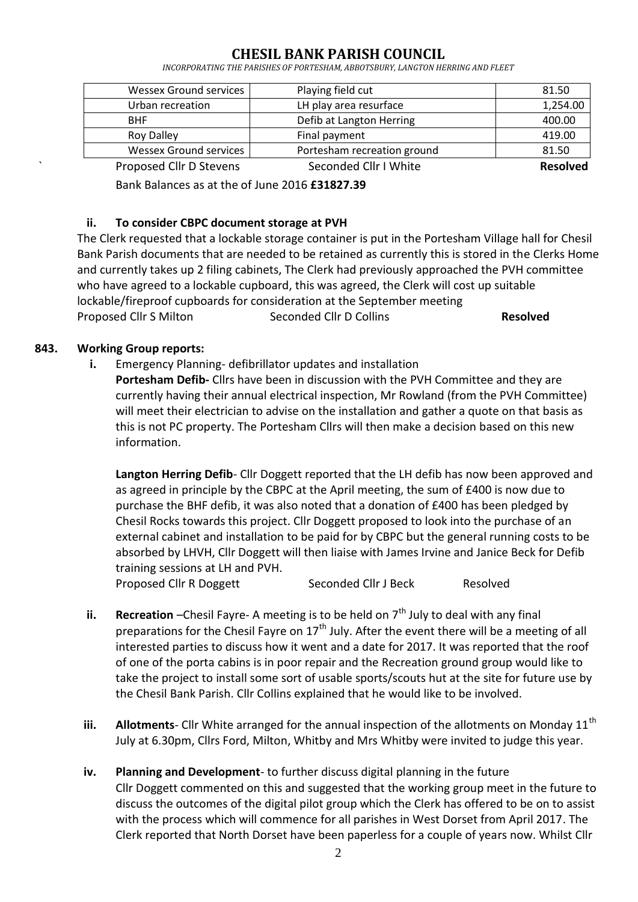# CHESIL BANK PARISH COUNCIL

*INCORPORATING THE PARISHES OF PORTESHAM, ABBOTSBURY, LANGTON HERRING AND FLEET*

| | | |
|---|---|---|
| Wessex Ground services | Playing field cut | 81.50 |
| Urban recreation | LH play area resurface | 1,254.00 |
| BHF | Defib at Langton Herring | 400.00 |
| Roy Dalley | Final payment | 419.00 |
| Wessex Ground services | Portesham recreation ground | 81.50 |

` Proposed Cllr D Stevens Seconded Cllr I White **Resolved**

Bank Balances as at the of June 2016 **£31827.39**

**ii. To consider CBPC document storage at PVH**

The Clerk requested that a lockable storage container is put in the Portesham Village hall for Chesil Bank Parish documents that are needed to be retained as currently this is stored in the Clerks Home and currently takes up 2 filing cabinets, The Clerk had previously approached the PVH committee who have agreed to a lockable cupboard, this was agreed, the Clerk will cost up suitable lockable/fireproof cupboards for consideration at the September meeting

Proposed Cllr S Milton Seconded Cllr D Collins **Resolved**

**843. Working Group reports:**

**i.** Emergency Planning- defibrillator updates and installation

**Portesham Defib-** Cllrs have been in discussion with the PVH Committee and they are currently having their annual electrical inspection, Mr Rowland (from the PVH Committee) will meet their electrician to advise on the installation and gather a quote on that basis as this is not PC property. The Portesham Cllrs will then make a decision based on this new information.

**Langton Herring Defib**- Cllr Doggett reported that the LH defib has now been approved and as agreed in principle by the CBPC at the April meeting, the sum of £400 is now due to purchase the BHF defib, it was also noted that a donation of £400 has been pledged by Chesil Rocks towards this project. Cllr Doggett proposed to look into the purchase of an external cabinet and installation to be paid for by CBPC but the general running costs to be absorbed by LHVH, Cllr Doggett will then liaise with James Irvine and Janice Beck for Defib training sessions at LH and PVH.

Proposed Cllr R Doggett Seconded Cllr J Beck Resolved

**ii. Recreation** –Chesil Fayre- A meeting is to be held on 7th July to deal with any final preparations for the Chesil Fayre on 17th July. After the event there will be a meeting of all interested parties to discuss how it went and a date for 2017. It was reported that the roof of one of the porta cabins is in poor repair and the Recreation ground group would like to take the project to install some sort of usable sports/scouts hut at the site for future use by the Chesil Bank Parish. Cllr Collins explained that he would like to be involved.

**iii. Allotments**- Cllr White arranged for the annual inspection of the allotments on Monday 11th July at 6.30pm, Cllrs Ford, Milton, Whitby and Mrs Whitby were invited to judge this year.

**iv. Planning and Development**- to further discuss digital planning in the future

Cllr Doggett commented on this and suggested that the working group meet in the future to discuss the outcomes of the digital pilot group which the Clerk has offered to be on to assist with the process which will commence for all parishes in West Dorset from April 2017. The Clerk reported that North Dorset have been paperless for a couple of years now. Whilst Cllr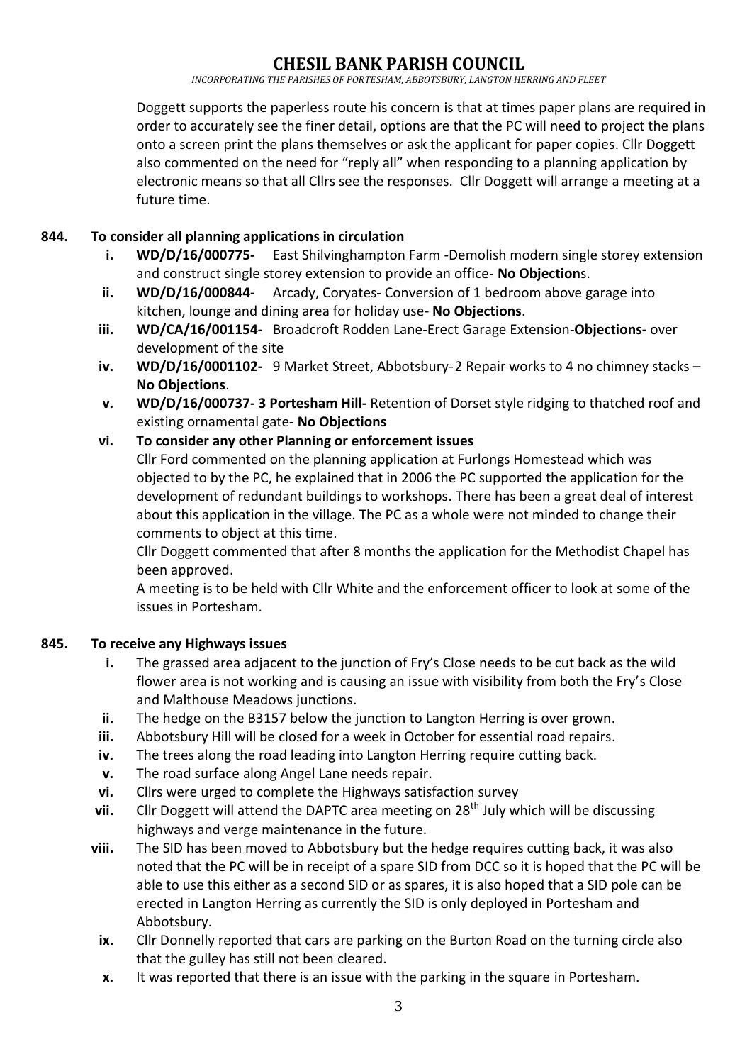Doggett supports the paperless route his concern is that at times paper plans are required in order to accurately see the finer detail, options are that the PC will need to project the plans onto a screen print the plans themselves or ask the applicant for paper copies. Cllr Doggett also commented on the need for "reply all" when responding to a planning application by electronic means so that all Cllrs see the responses. Cllr Doggett will arrange a meeting at a future time.

**844. To consider all planning applications in circulation**

- **i. WD/D/16/000775-** East Shilvinghampton Farm -Demolish modern single storey extension and construct single storey extension to provide an office- **No Objection**s.
- **ii. WD/D/16/000844-** Arcady, Coryates- Conversion of 1 bedroom above garage into kitchen, lounge and dining area for holiday use- **No Objections**.
- **iii. WD/CA/16/001154-** Broadcroft Rodden Lane-Erect Garage Extension-**Objections-** over development of the site
- **iv. WD/D/16/0001102-** 9 Market Street, Abbotsbury-2 Repair works to 4 no chimney stacks – **No Objections**.
- **v. WD/D/16/000737- 3 Portesham Hill-** Retention of Dorset style ridging to thatched roof and existing ornamental gate- **No Objections**
- **vi. To consider any other Planning or enforcement issues**

  Cllr Ford commented on the planning application at Furlongs Homestead which was objected to by the PC, he explained that in 2006 the PC supported the application for the development of redundant buildings to workshops. There has been a great deal of interest about this application in the village. The PC as a whole were not minded to change their comments to object at this time.

  Cllr Doggett commented that after 8 months the application for the Methodist Chapel has been approved.

  A meeting is to be held with Cllr White and the enforcement officer to look at some of the issues in Portesham.

**845. To receive any Highways issues**

- **i.** The grassed area adjacent to the junction of Fry's Close needs to be cut back as the wild flower area is not working and is causing an issue with visibility from both the Fry's Close and Malthouse Meadows junctions.
- **ii.** The hedge on the B3157 below the junction to Langton Herring is over grown.
- **iii.** Abbotsbury Hill will be closed for a week in October for essential road repairs.
- **iv.** The trees along the road leading into Langton Herring require cutting back.
- **v.** The road surface along Angel Lane needs repair.
- **vi.** Cllrs were urged to complete the Highways satisfaction survey
- **vii.** Cllr Doggett will attend the DAPTC area meeting on 28th July which will be discussing highways and verge maintenance in the future.
- **viii.** The SID has been moved to Abbotsbury but the hedge requires cutting back, it was also noted that the PC will be in receipt of a spare SID from DCC so it is hoped that the PC will be able to use this either as a second SID or as spares, it is also hoped that a SID pole can be erected in Langton Herring as currently the SID is only deployed in Portesham and Abbotsbury.
- **ix.** Cllr Donnelly reported that cars are parking on the Burton Road on the turning circle also that the gulley has still not been cleared.
- **x.** It was reported that there is an issue with the parking in the square in Portesham.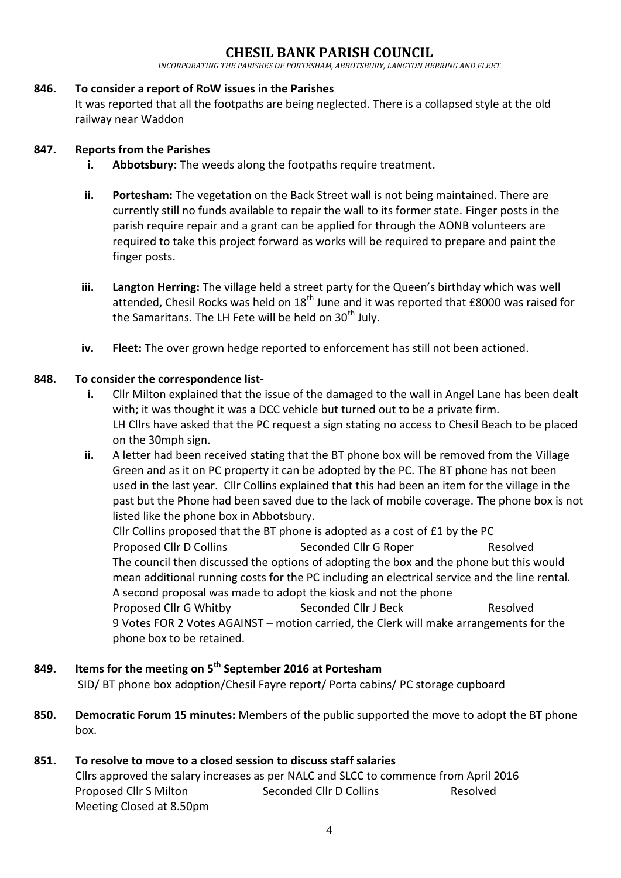# CHESIL BANK PARISH COUNCIL

*INCORPORATING THE PARISHES OF PORTESHAM, ABBOTSBURY, LANGTON HERRING AND FLEET*

**846. To consider a report of RoW issues in the Parishes**

It was reported that all the footpaths are being neglected. There is a collapsed style at the old railway near Waddon

**847. Reports from the Parishes**

- **i. Abbotsbury:** The weeds along the footpaths require treatment.
- **ii. Portesham:** The vegetation on the Back Street wall is not being maintained. There are currently still no funds available to repair the wall to its former state. Finger posts in the parish require repair and a grant can be applied for through the AONB volunteers are required to take this project forward as works will be required to prepare and paint the finger posts.
- **iii. Langton Herring:** The village held a street party for the Queen's birthday which was well attended, Chesil Rocks was held on 18th June and it was reported that £8000 was raised for the Samaritans. The LH Fete will be held on 30th July.
- **iv. Fleet:** The over grown hedge reported to enforcement has still not been actioned.

**848. To consider the correspondence list-**

- **i.** Cllr Milton explained that the issue of the damaged to the wall in Angel Lane has been dealt with; it was thought it was a DCC vehicle but turned out to be a private firm.
  LH Cllrs have asked that the PC request a sign stating no access to Chesil Beach to be placed on the 30mph sign.
- **ii.** A letter had been received stating that the BT phone box will be removed from the Village Green and as it on PC property it can be adopted by the PC. The BT phone has not been used in the last year. Cllr Collins explained that this had been an item for the village in the past but the Phone had been saved due to the lack of mobile coverage. The phone box is not listed like the phone box in Abbotsbury.
  Cllr Collins proposed that the BT phone is adopted as a cost of £1 by the PC
  Proposed Cllr D Collins Seconded Cllr G Roper Resolved
  The council then discussed the options of adopting the box and the phone but this would mean additional running costs for the PC including an electrical service and the line rental.
  A second proposal was made to adopt the kiosk and not the phone
  Proposed Cllr G Whitby Seconded Cllr J Beck Resolved
  9 Votes FOR 2 Votes AGAINST – motion carried, the Clerk will make arrangements for the phone box to be retained.

**849. Items for the meeting on 5th September 2016 at Portesham**

SID/ BT phone box adoption/Chesil Fayre report/ Porta cabins/ PC storage cupboard

**850. Democratic Forum 15 minutes:** Members of the public supported the move to adopt the BT phone box.

**851. To resolve to move to a closed session to discuss staff salaries**

Cllrs approved the salary increases as per NALC and SLCC to commence from April 2016
Proposed Cllr S Milton Seconded Cllr D Collins Resolved
Meeting Closed at 8.50pm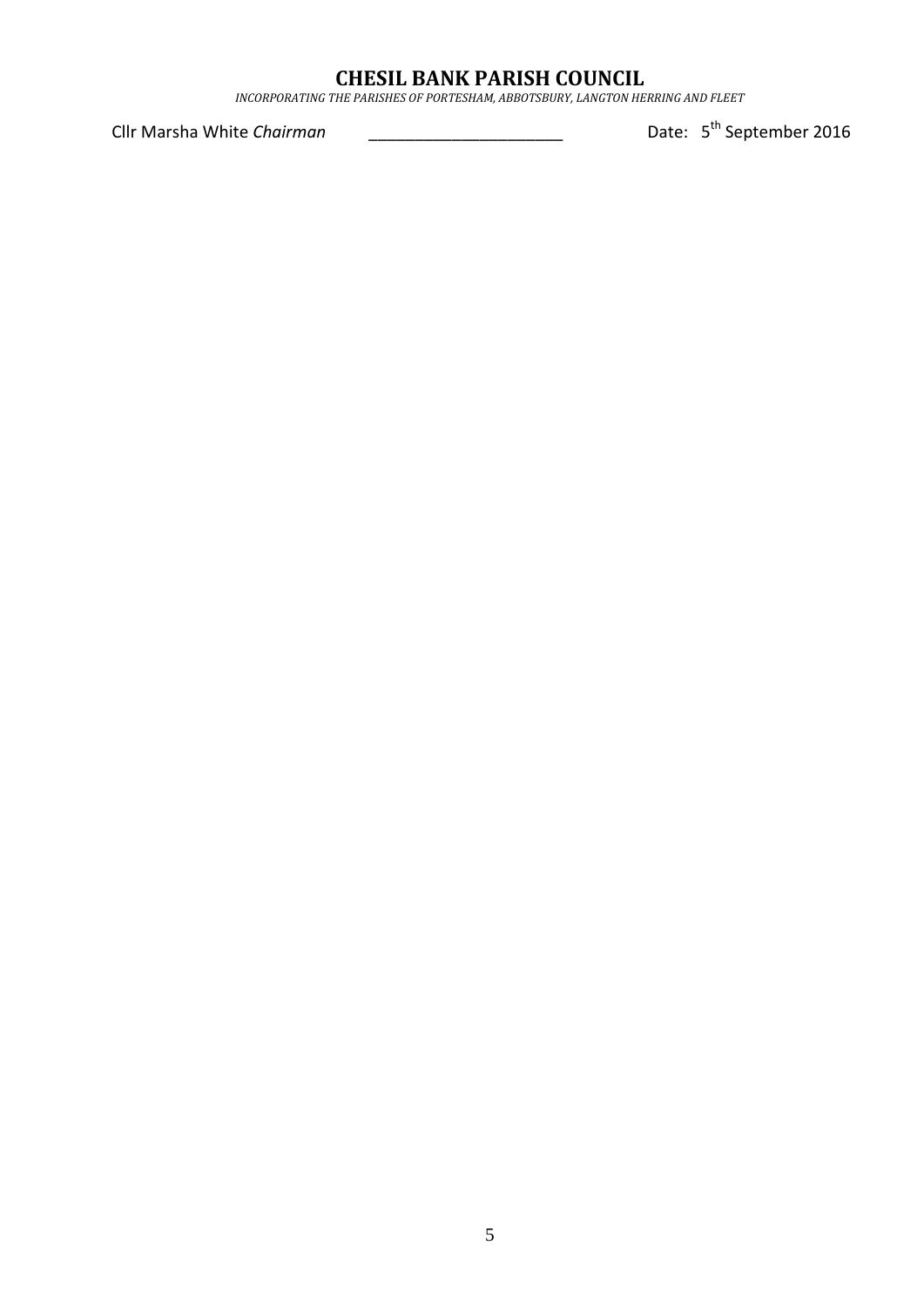# CHESIL BANK PARISH COUNCIL

*INCORPORATING THE PARISHES OF PORTESHAM, ABBOTSBURY, LANGTON HERRING AND FLEET*

Cllr Marsha White *Chairman* ______________________ Date: 5th September 2016